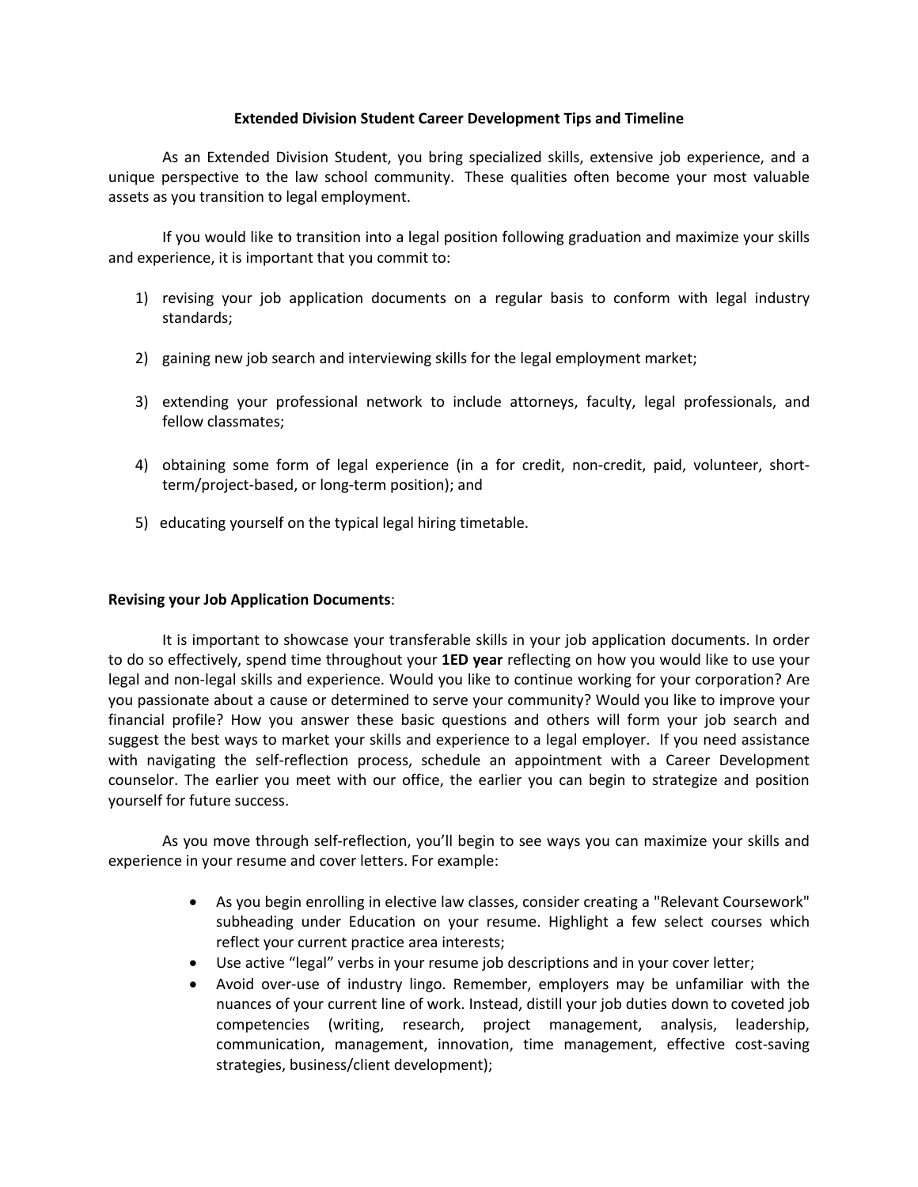# Extended Division Student Career Development Tips and Timeline

As an Extended Division Student, you bring specialized skills, extensive job experience, and a unique perspective to the law school community. These qualities often become your most valuable assets as you transition to legal employment.

If you would like to transition into a legal position following graduation and maximize your skills and experience, it is important that you commit to:

1) revising your job application documents on a regular basis to conform with legal industry standards;

2) gaining new job search and interviewing skills for the legal employment market;

3) extending your professional network to include attorneys, faculty, legal professionals, and fellow classmates;

4) obtaining some form of legal experience (in a for credit, non-credit, paid, volunteer, short-term/project-based, or long-term position); and

5) educating yourself on the typical legal hiring timetable.

**Revising your Job Application Documents**:

It is important to showcase your transferable skills in your job application documents. In order to do so effectively, spend time throughout your **1ED year** reflecting on how you would like to use your legal and non-legal skills and experience. Would you like to continue working for your corporation? Are you passionate about a cause or determined to serve your community? Would you like to improve your financial profile? How you answer these basic questions and others will form your job search and suggest the best ways to market your skills and experience to a legal employer. If you need assistance with navigating the self-reflection process, schedule an appointment with a Career Development counselor. The earlier you meet with our office, the earlier you can begin to strategize and position yourself for future success.

As you move through self-reflection, you'll begin to see ways you can maximize your skills and experience in your resume and cover letters. For example:

- As you begin enrolling in elective law classes, consider creating a "Relevant Coursework" subheading under Education on your resume. Highlight a few select courses which reflect your current practice area interests;
- Use active "legal" verbs in your resume job descriptions and in your cover letter;
- Avoid over-use of industry lingo. Remember, employers may be unfamiliar with the nuances of your current line of work. Instead, distill your job duties down to coveted job competencies (writing, research, project management, analysis, leadership, communication, management, innovation, time management, effective cost-saving strategies, business/client development);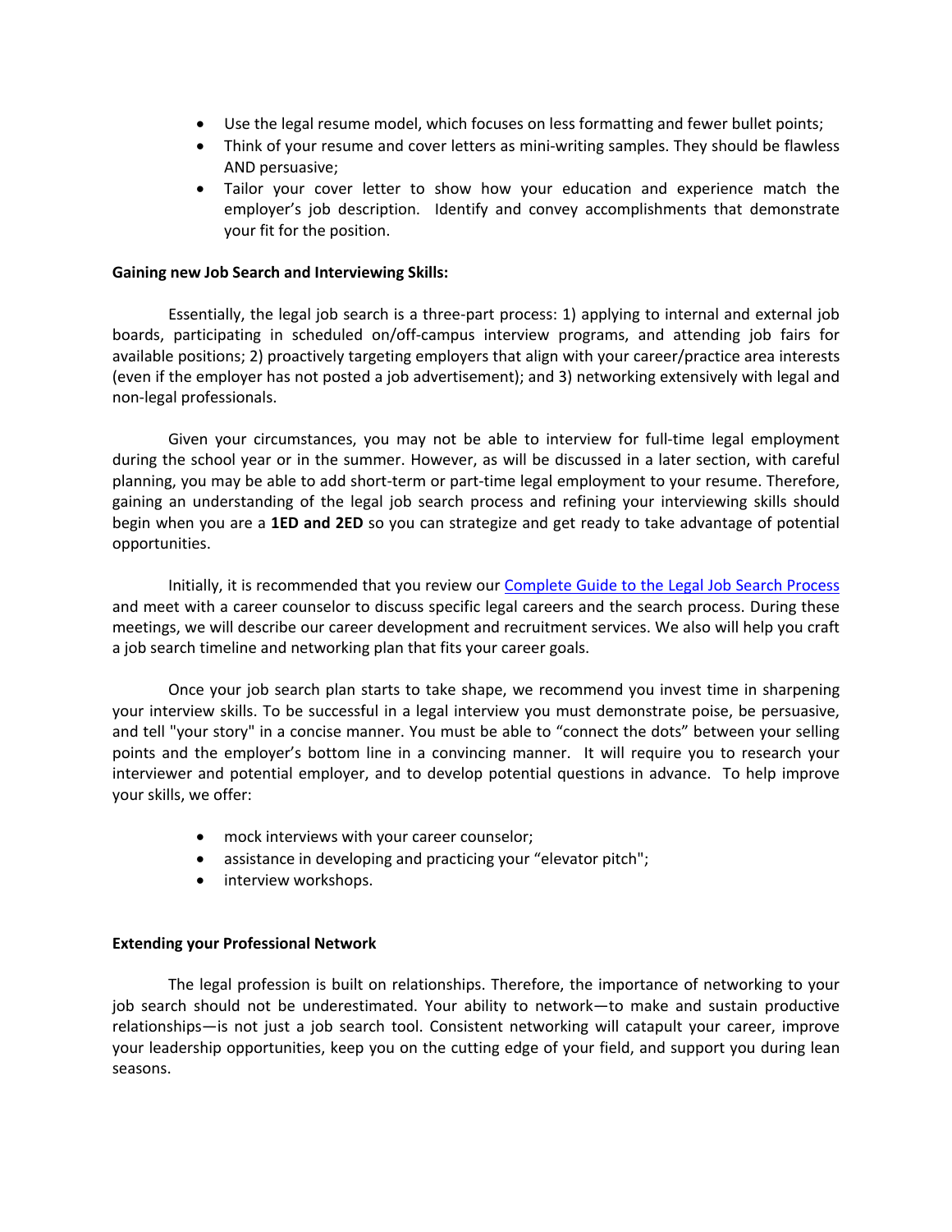- Use the legal resume model, which focuses on less formatting and fewer bullet points;
- Think of your resume and cover letters as mini-writing samples. They should be flawless AND persuasive;
- Tailor your cover letter to show how your education and experience match the employer's job description. Identify and convey accomplishments that demonstrate your fit for the position.

**Gaining new Job Search and Interviewing Skills:**

Essentially, the legal job search is a three-part process: 1) applying to internal and external job boards, participating in scheduled on/off-campus interview programs, and attending job fairs for available positions; 2) proactively targeting employers that align with your career/practice area interests (even if the employer has not posted a job advertisement); and 3) networking extensively with legal and non-legal professionals.

Given your circumstances, you may not be able to interview for full-time legal employment during the school year or in the summer. However, as will be discussed in a later section, with careful planning, you may be able to add short-term or part-time legal employment to your resume. Therefore, gaining an understanding of the legal job search process and refining your interviewing skills should begin when you are a **1ED and 2ED** so you can strategize and get ready to take advantage of potential opportunities.

Initially, it is recommended that you review our [Complete Guide to the Legal Job Search Process]() and meet with a career counselor to discuss specific legal careers and the search process. During these meetings, we will describe our career development and recruitment services. We also will help you craft a job search timeline and networking plan that fits your career goals.

Once your job search plan starts to take shape, we recommend you invest time in sharpening your interview skills. To be successful in a legal interview you must demonstrate poise, be persuasive, and tell "your story" in a concise manner. You must be able to "connect the dots" between your selling points and the employer's bottom line in a convincing manner. It will require you to research your interviewer and potential employer, and to develop potential questions in advance. To help improve your skills, we offer:

- mock interviews with your career counselor;
- assistance in developing and practicing your "elevator pitch";
- interview workshops.

**Extending your Professional Network**

The legal profession is built on relationships. Therefore, the importance of networking to your job search should not be underestimated. Your ability to network—to make and sustain productive relationships—is not just a job search tool. Consistent networking will catapult your career, improve your leadership opportunities, keep you on the cutting edge of your field, and support you during lean seasons.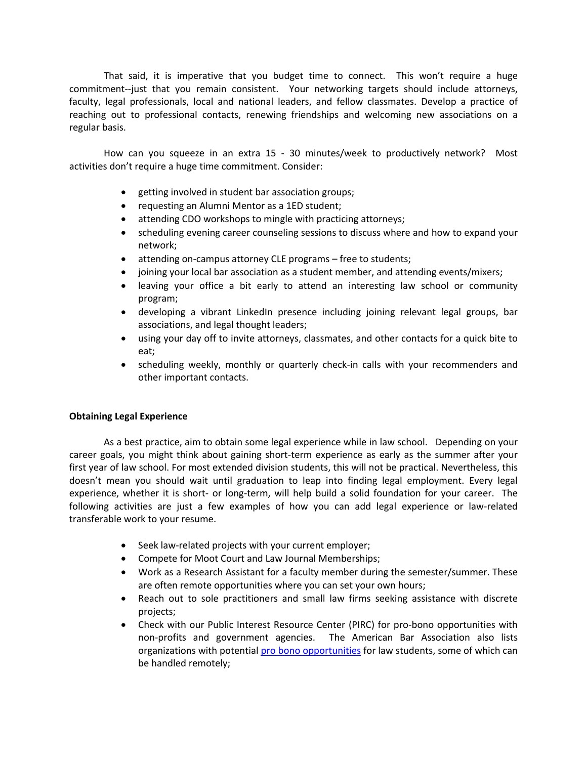That said, it is imperative that you budget time to connect. This won't require a huge commitment--just that you remain consistent. Your networking targets should include attorneys, faculty, legal professionals, local and national leaders, and fellow classmates. Develop a practice of reaching out to professional contacts, renewing friendships and welcoming new associations on a regular basis.

How can you squeeze in an extra 15 - 30 minutes/week to productively network? Most activities don't require a huge time commitment. Consider:

- getting involved in student bar association groups;
- requesting an Alumni Mentor as a 1ED student;
- attending CDO workshops to mingle with practicing attorneys;
- scheduling evening career counseling sessions to discuss where and how to expand your network;
- attending on-campus attorney CLE programs – free to students;
- joining your local bar association as a student member, and attending events/mixers;
- leaving your office a bit early to attend an interesting law school or community program;
- developing a vibrant LinkedIn presence including joining relevant legal groups, bar associations, and legal thought leaders;
- using your day off to invite attorneys, classmates, and other contacts for a quick bite to eat;
- scheduling weekly, monthly or quarterly check-in calls with your recommenders and other important contacts.

**Obtaining Legal Experience**

As a best practice, aim to obtain some legal experience while in law school. Depending on your career goals, you might think about gaining short-term experience as early as the summer after your first year of law school. For most extended division students, this will not be practical. Nevertheless, this doesn't mean you should wait until graduation to leap into finding legal employment. Every legal experience, whether it is short- or long-term, will help build a solid foundation for your career. The following activities are just a few examples of how you can add legal experience or law-related transferable work to your resume.

- Seek law-related projects with your current employer;
- Compete for Moot Court and Law Journal Memberships;
- Work as a Research Assistant for a faculty member during the semester/summer. These are often remote opportunities where you can set your own hours;
- Reach out to sole practitioners and small law firms seeking assistance with discrete projects;
- Check with our Public Interest Resource Center (PIRC) for pro-bono opportunities with non-profits and government agencies. The American Bar Association also lists organizations with potential pro bono opportunities for law students, some of which can be handled remotely;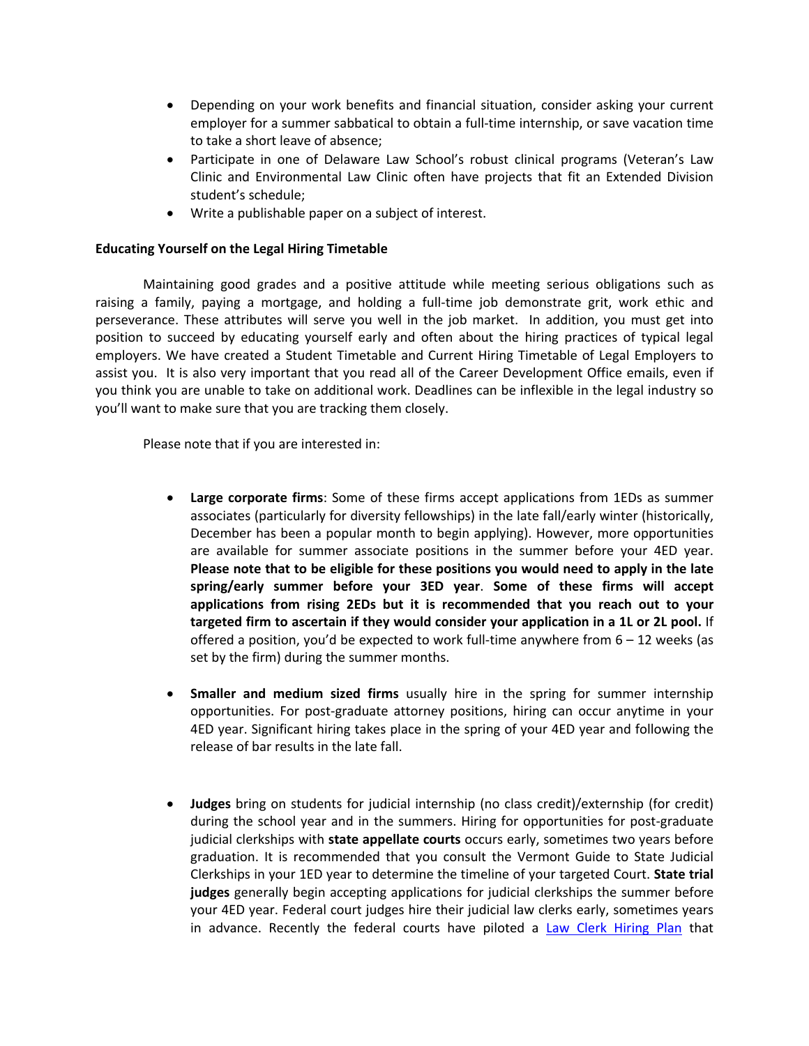- Depending on your work benefits and financial situation, consider asking your current employer for a summer sabbatical to obtain a full-time internship, or save vacation time to take a short leave of absence;
- Participate in one of Delaware Law School's robust clinical programs (Veteran's Law Clinic and Environmental Law Clinic often have projects that fit an Extended Division student's schedule;
- Write a publishable paper on a subject of interest.

**Educating Yourself on the Legal Hiring Timetable**

Maintaining good grades and a positive attitude while meeting serious obligations such as raising a family, paying a mortgage, and holding a full-time job demonstrate grit, work ethic and perseverance. These attributes will serve you well in the job market. In addition, you must get into position to succeed by educating yourself early and often about the hiring practices of typical legal employers. We have created a Student Timetable and Current Hiring Timetable of Legal Employers to assist you. It is also very important that you read all of the Career Development Office emails, even if you think you are unable to take on additional work. Deadlines can be inflexible in the legal industry so you'll want to make sure that you are tracking them closely.

Please note that if you are interested in:

- **Large corporate firms**: Some of these firms accept applications from 1EDs as summer associates (particularly for diversity fellowships) in the late fall/early winter (historically, December has been a popular month to begin applying). However, more opportunities are available for summer associate positions in the summer before your 4ED year. **Please note that to be eligible for these positions you would need to apply in the late spring/early summer before your 3ED year**. **Some of these firms will accept applications from rising 2EDs but it is recommended that you reach out to your targeted firm to ascertain if they would consider your application in a 1L or 2L pool.** If offered a position, you'd be expected to work full-time anywhere from 6 – 12 weeks (as set by the firm) during the summer months.

- **Smaller and medium sized firms** usually hire in the spring for summer internship opportunities. For post-graduate attorney positions, hiring can occur anytime in your 4ED year. Significant hiring takes place in the spring of your 4ED year and following the release of bar results in the late fall.

- **Judges** bring on students for judicial internship (no class credit)/externship (for credit) during the school year and in the summers. Hiring for opportunities for post-graduate judicial clerkships with **state appellate courts** occurs early, sometimes two years before graduation. It is recommended that you consult the Vermont Guide to State Judicial Clerkships in your 1ED year to determine the timeline of your targeted Court. **State trial judges** generally begin accepting applications for judicial clerkships the summer before your 4ED year. Federal court judges hire their judicial law clerks early, sometimes years in advance. Recently the federal courts have piloted a [Law Clerk Hiring Plan]() that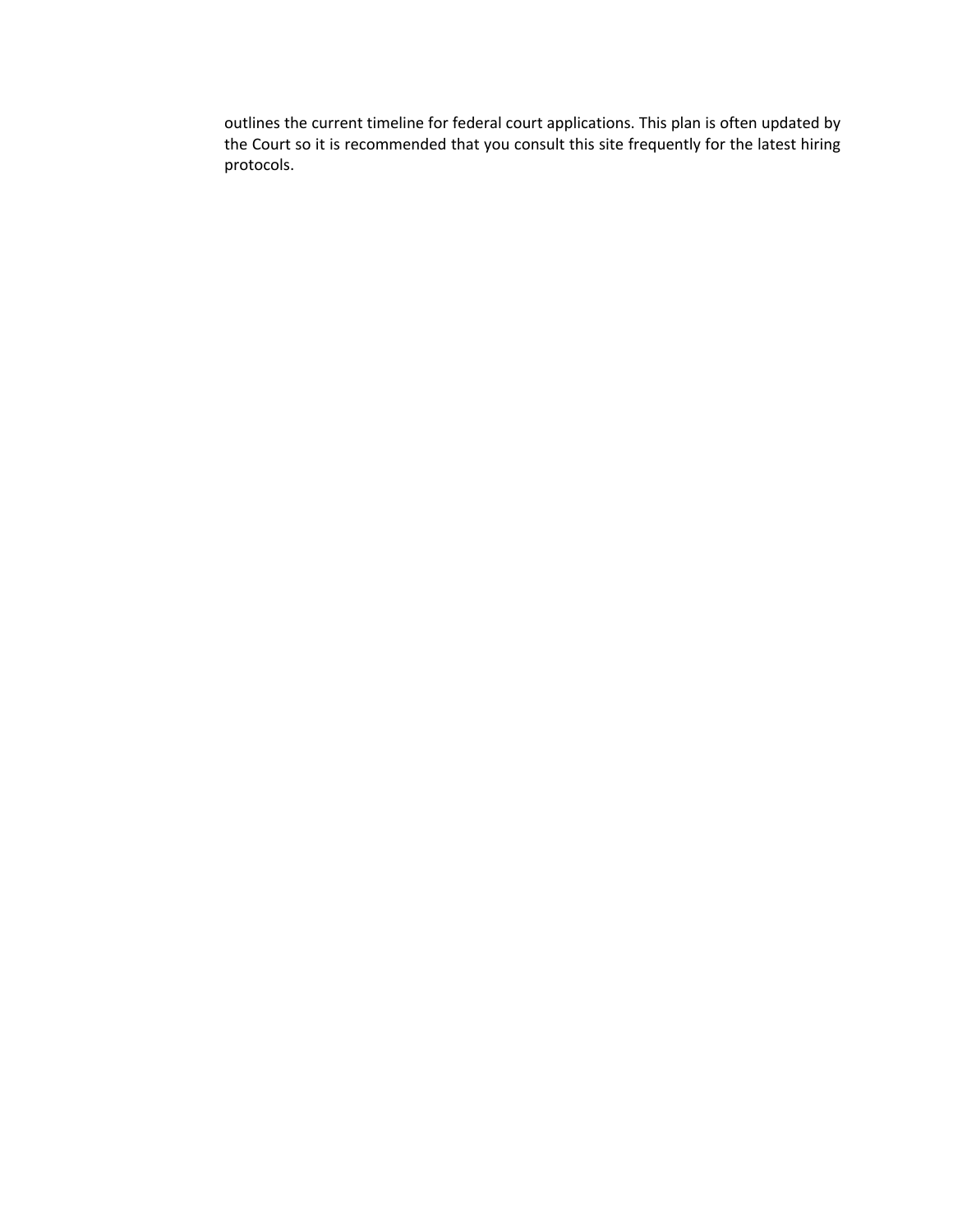outlines the current timeline for federal court applications. This plan is often updated by the Court so it is recommended that you consult this site frequently for the latest hiring protocols.